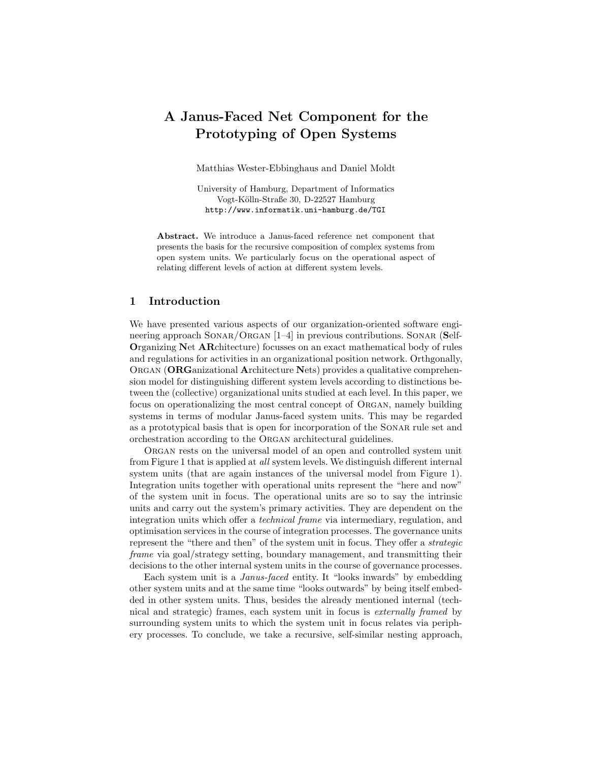# A Janus-Faced Net Component for the Prototyping of Open Systems

Matthias Wester-Ebbinghaus and Daniel Moldt

University of Hamburg, Department of Informatics
Vogt-Kölln-Straße 30, D-22527 Hamburg
http://www.informatik.uni-hamburg.de/TGI

**Abstract.** We introduce a Janus-faced reference net component that presents the basis for the recursive composition of complex systems from open system units. We particularly focus on the operational aspect of relating different levels of action at different system levels.

## 1 Introduction

We have presented various aspects of our organization-oriented software engineering approach Sonar/Organ [1–4] in previous contributions. Sonar (**S**elf-**O**rganizing **N**et **AR**chitecture) focusses on an exact mathematical body of rules and regulations for activities in an organizational position network. Orthgonally, Organ (**ORG**anizational **A**rchitecture **N**ets) provides a qualitative comprehension model for distinguishing different system levels according to distinctions between the (collective) organizational units studied at each level. In this paper, we focus on operationalizing the most central concept of Organ, namely building systems in terms of modular Janus-faced system units. This may be regarded as a prototypical basis that is open for incorporation of the Sonar rule set and orchestration according to the Organ architectural guidelines.

Organ rests on the universal model of an open and controlled system unit from Figure 1 that is applied at *all* system levels. We distinguish different internal system units (that are again instances of the universal model from Figure 1). Integration units together with operational units represent the "here and now" of the system unit in focus. The operational units are so to say the intrinsic units and carry out the system's primary activities. They are dependent on the integration units which offer a *technical frame* via intermediary, regulation, and optimisation services in the course of integration processes. The governance units represent the "there and then" of the system unit in focus. They offer a *strategic frame* via goal/strategy setting, boundary management, and transmitting their decisions to the other internal system units in the course of governance processes.

Each system unit is a *Janus-faced* entity. It "looks inwards" by embedding other system units and at the same time "looks outwards" by being itself embedded in other system units. Thus, besides the already mentioned internal (technical and strategic) frames, each system unit in focus is *externally framed* by surrounding system units to which the system unit in focus relates via periphery processes. To conclude, we take a recursive, self-similar nesting approach,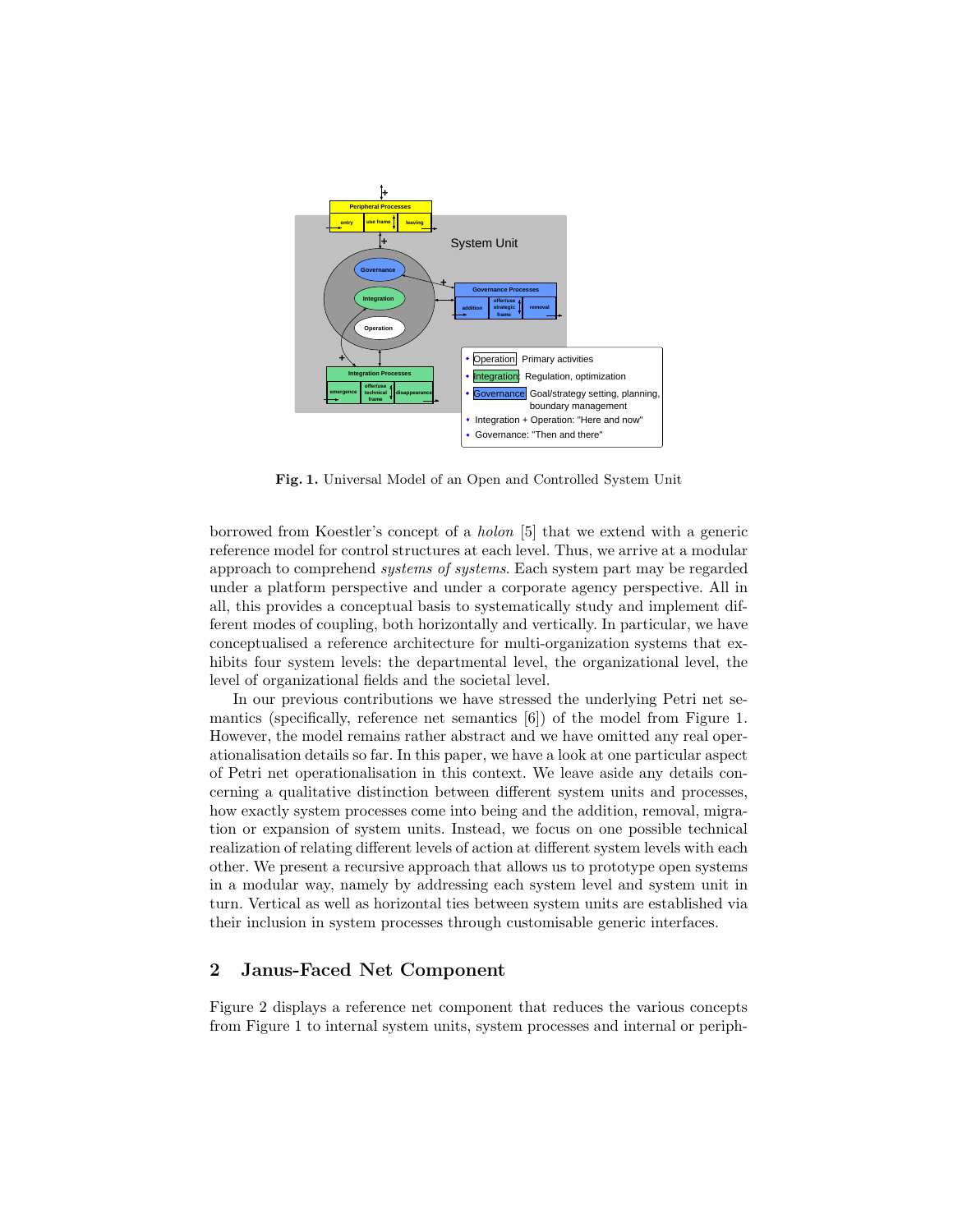**Fig. 1.** Universal Model of an Open and Controlled System Unit

borrowed from Koestler's concept of a *holon* [5] that we extend with a generic reference model for control structures at each level. Thus, we arrive at a modular approach to comprehend *systems of systems*. Each system part may be regarded under a platform perspective and under a corporate agency perspective. All in all, this provides a conceptual basis to systematically study and implement different modes of coupling, both horizontally and vertically. In particular, we have conceptualised a reference architecture for multi-organization systems that exhibits four system levels: the departmental level, the organizational level, the level of organizational fields and the societal level.

In our previous contributions we have stressed the underlying Petri net semantics (specifically, reference net semantics [6]) of the model from Figure 1. However, the model remains rather abstract and we have omitted any real operationalisation details so far. In this paper, we have a look at one particular aspect of Petri net operationalisation in this context. We leave aside any details concerning a qualitative distinction between different system units and processes, how exactly system processes come into being and the addition, removal, migration or expansion of system units. Instead, we focus on one possible technical realization of relating different levels of action at different system levels with each other. We present a recursive approach that allows us to prototype open systems in a modular way, namely by addressing each system level and system unit in turn. Vertical as well as horizontal ties between system units are established via their inclusion in system processes through customisable generic interfaces.

## 2 Janus-Faced Net Component

Figure 2 displays a reference net component that reduces the various concepts from Figure 1 to internal system units, system processes and internal or periph-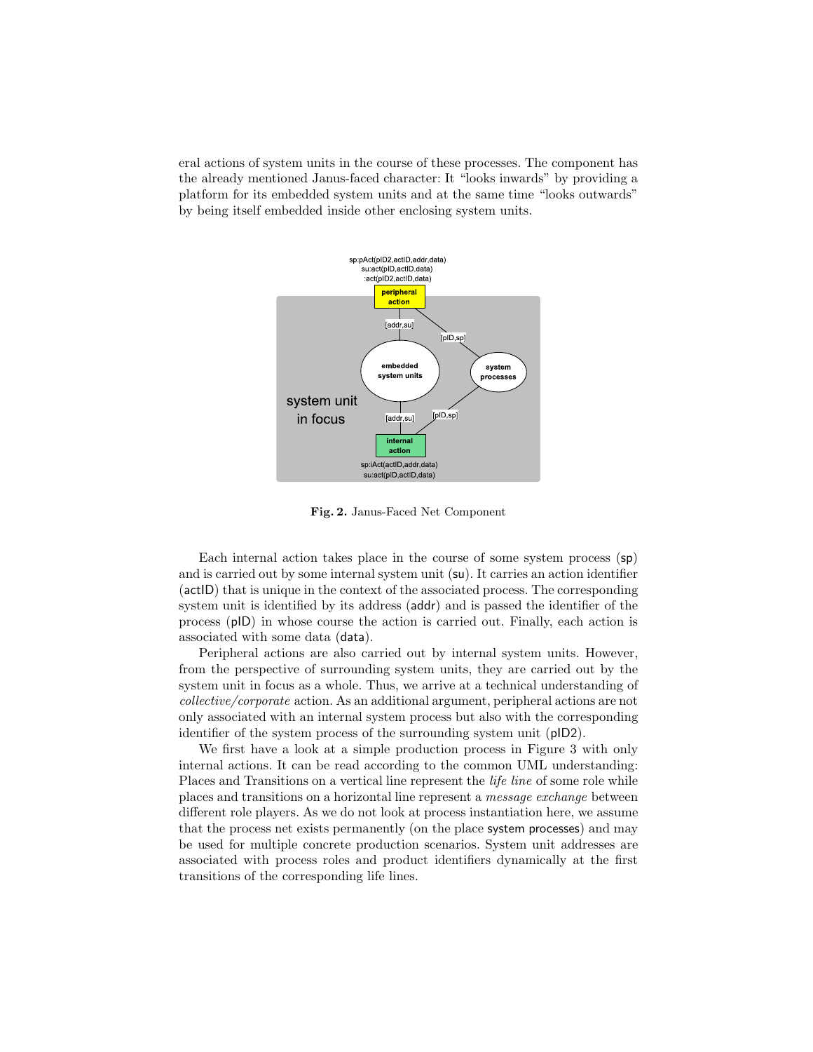eral actions of system units in the course of these processes. The component has the already mentioned Janus-faced character: It "looks inwards" by providing a platform for its embedded system units and at the same time "looks outwards" by being itself embedded inside other enclosing system units.

**Fig. 2.** Janus-Faced Net Component

Each internal action takes place in the course of some system process (sp) and is carried out by some internal system unit (su). It carries an action identifier (actID) that is unique in the context of the associated process. The corresponding system unit is identified by its address (addr) and is passed the identifier of the process (pID) in whose course the action is carried out. Finally, each action is associated with some data (data).

Peripheral actions are also carried out by internal system units. However, from the perspective of surrounding system units, they are carried out by the system unit in focus as a whole. Thus, we arrive at a technical understanding of *collective/corporate* action. As an additional argument, peripheral actions are not only associated with an internal system process but also with the corresponding identifier of the system process of the surrounding system unit (pID2).

We first have a look at a simple production process in Figure 3 with only internal actions. It can be read according to the common UML understanding: Places and Transitions on a vertical line represent the *life line* of some role while places and transitions on a horizontal line represent a *message exchange* between different role players. As we do not look at process instantiation here, we assume that the process net exists permanently (on the place system processes) and may be used for multiple concrete production scenarios. System unit addresses are associated with process roles and product identifiers dynamically at the first transitions of the corresponding life lines.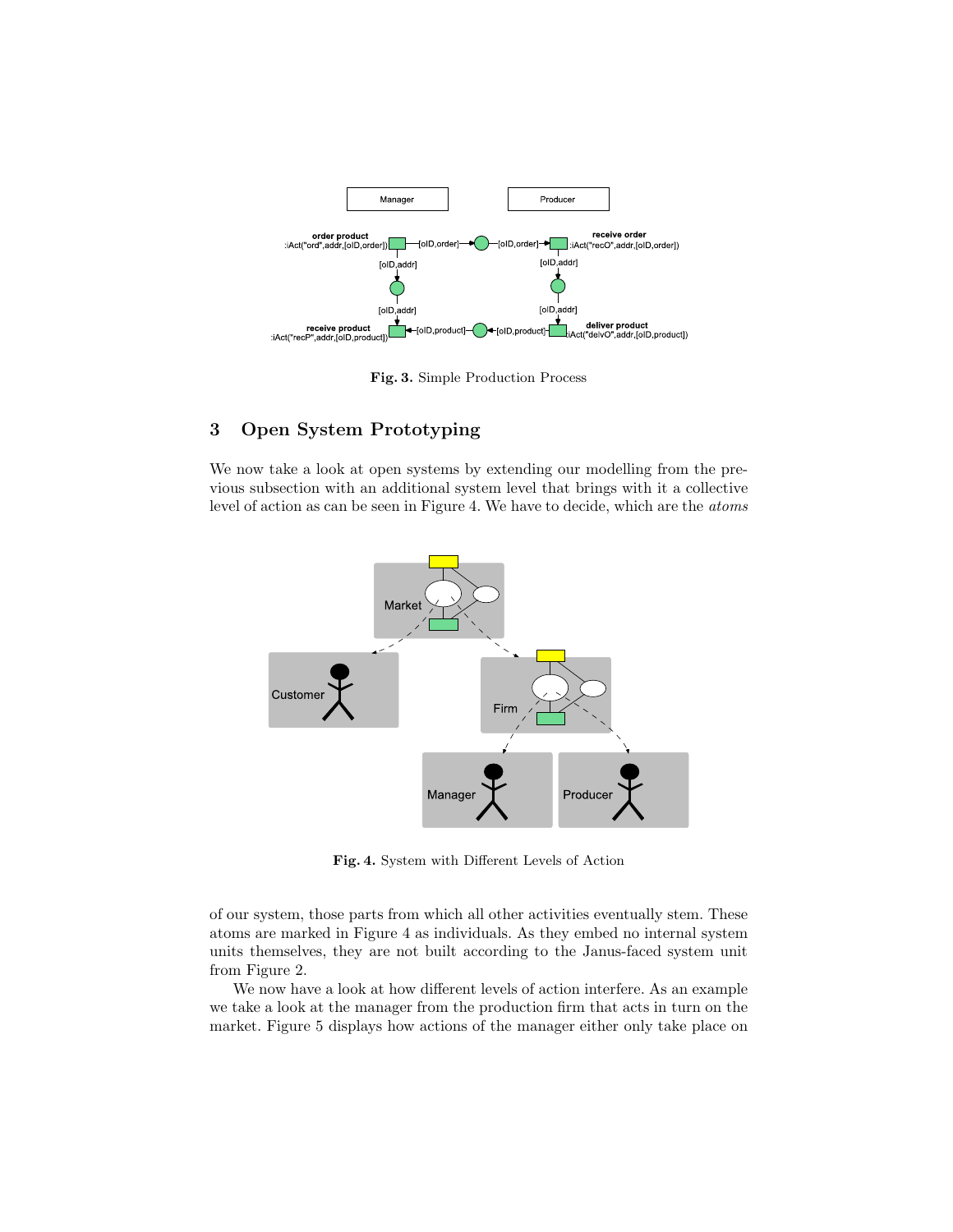**Fig. 3.** Simple Production Process

## 3 Open System Prototyping

We now take a look at open systems by extending our modelling from the previous subsection with an additional system level that brings with it a collective level of action as can be seen in Figure 4. We have to decide, which are the *atoms* of our system, those parts from which all other activities eventually stem. These atoms are marked in Figure 4 as individuals. As they embed no internal system units themselves, they are not built according to the Janus-faced system unit from Figure 2.

**Fig. 4.** System with Different Levels of Action

We now have a look at how different levels of action interfere. As an example we take a look at the manager from the production firm that acts in turn on the market. Figure 5 displays how actions of the manager either only take place on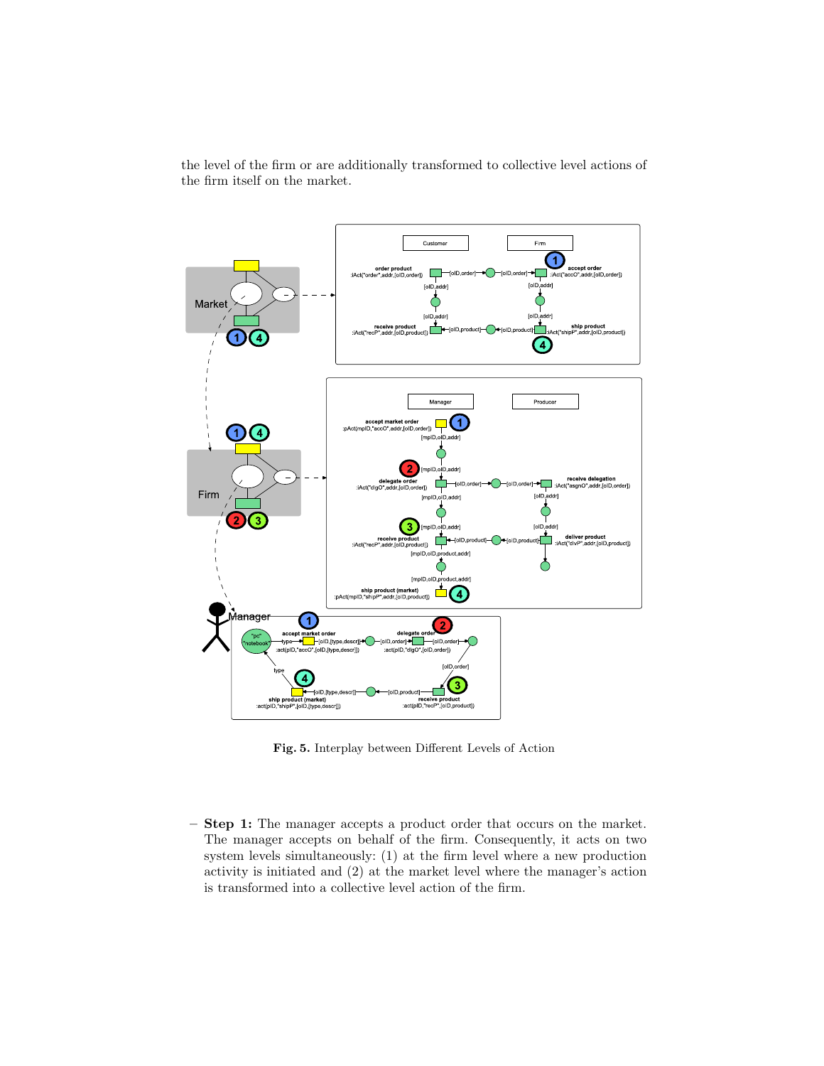the level of the firm or are additionally transformed to collective level actions of the firm itself on the market.

**Fig. 5.** Interplay between Different Levels of Action

– **Step 1:** The manager accepts a product order that occurs on the market. The manager accepts on behalf of the firm. Consequently, it acts on two system levels simultaneously: (1) at the firm level where a new production activity is initiated and (2) at the market level where the manager's action is transformed into a collective level action of the firm.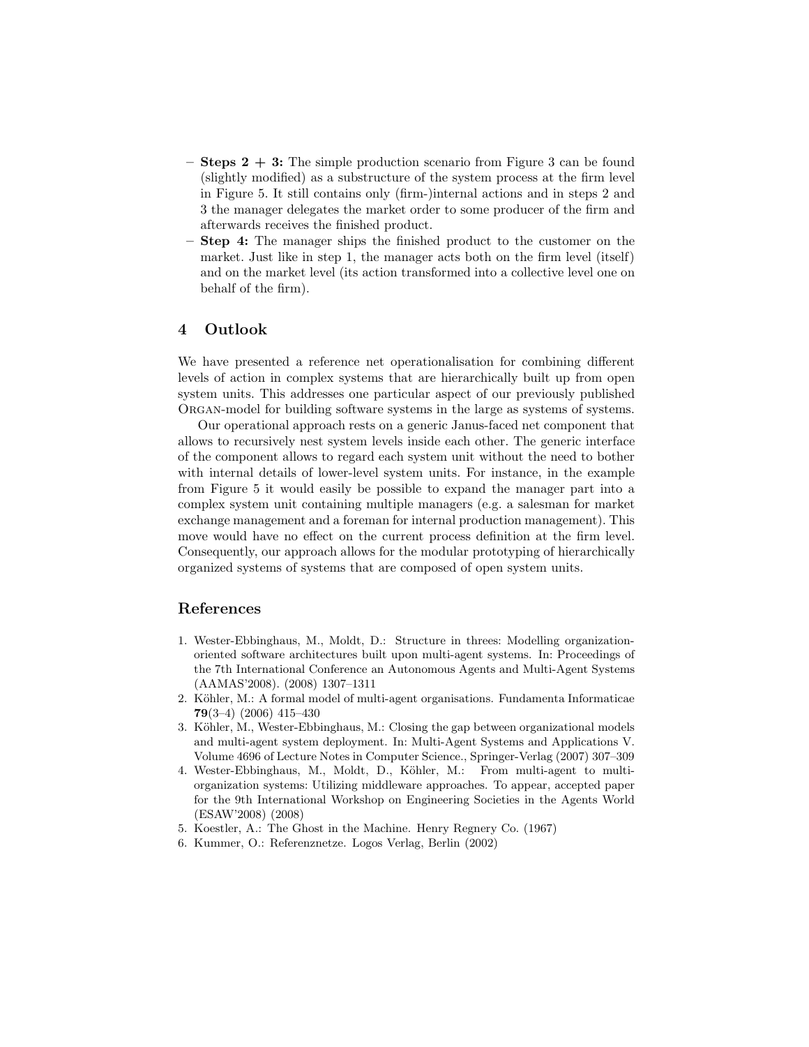- **Steps 2 + 3:** The simple production scenario from Figure 3 can be found (slightly modified) as a substructure of the system process at the firm level in Figure 5. It still contains only (firm-)internal actions and in steps 2 and 3 the manager delegates the market order to some producer of the firm and afterwards receives the finished product.
- **Step 4:** The manager ships the finished product to the customer on the market. Just like in step 1, the manager acts both on the firm level (itself) and on the market level (its action transformed into a collective level one on behalf of the firm).

## 4 Outlook

We have presented a reference net operationalisation for combining different levels of action in complex systems that are hierarchically built up from open system units. This addresses one particular aspect of our previously published Organ-model for building software systems in the large as systems of systems.

Our operational approach rests on a generic Janus-faced net component that allows to recursively nest system levels inside each other. The generic interface of the component allows to regard each system unit without the need to bother with internal details of lower-level system units. For instance, in the example from Figure 5 it would easily be possible to expand the manager part into a complex system unit containing multiple managers (e.g. a salesman for market exchange management and a foreman for internal production management). This move would have no effect on the current process definition at the firm level. Consequently, our approach allows for the modular prototyping of hierarchically organized systems of systems that are composed of open system units.

## References

1. Wester-Ebbinghaus, M., Moldt, D.: Structure in threes: Modelling organization-oriented software architectures built upon multi-agent systems. In: Proceedings of the 7th International Conference an Autonomous Agents and Multi-Agent Systems (AAMAS'2008). (2008) 1307–1311
2. Köhler, M.: A formal model of multi-agent organisations. Fundamenta Informaticae **79**(3–4) (2006) 415–430
3. Köhler, M., Wester-Ebbinghaus, M.: Closing the gap between organizational models and multi-agent system deployment. In: Multi-Agent Systems and Applications V. Volume 4696 of Lecture Notes in Computer Science., Springer-Verlag (2007) 307–309
4. Wester-Ebbinghaus, M., Moldt, D., Köhler, M.: From multi-agent to multi-organization systems: Utilizing middleware approaches. To appear, accepted paper for the 9th International Workshop on Engineering Societies in the Agents World (ESAW'2008) (2008)
5. Koestler, A.: The Ghost in the Machine. Henry Regnery Co. (1967)
6. Kummer, O.: Referenznetze. Logos Verlag, Berlin (2002)